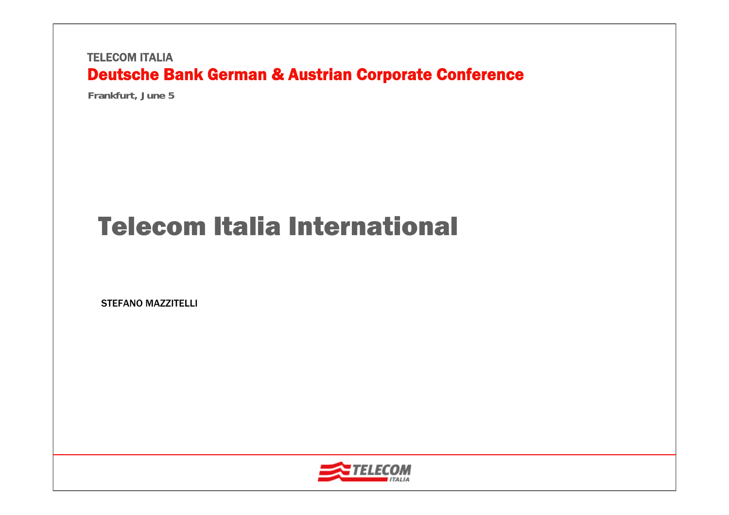TELECOM ITALIA

## Deutsche Bank German & Austrian Corporate Conference

**Frankfurt, June 5**

# Telecom Italia International

STEFANO MAZZITELLI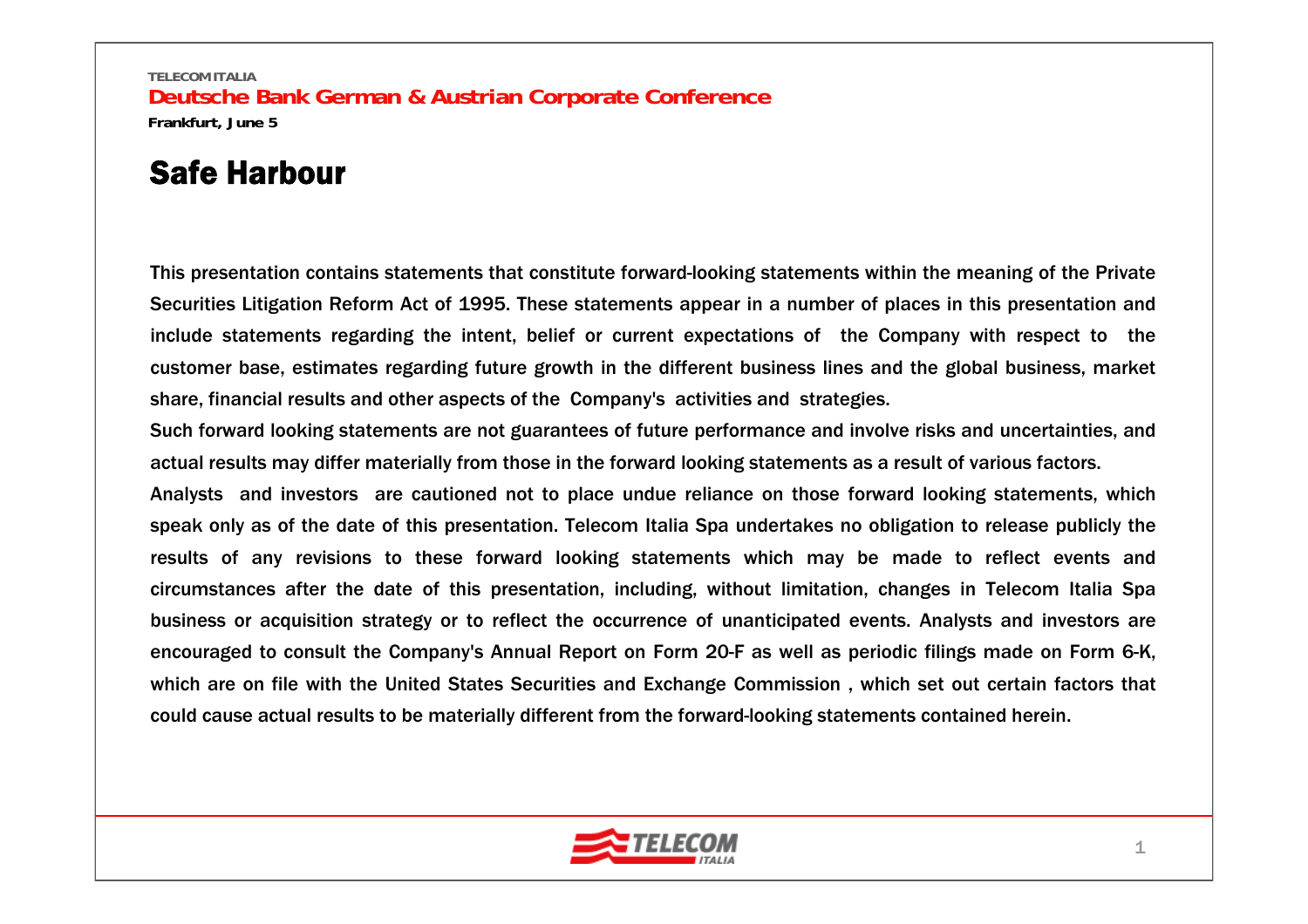# Safe Harbour

This presentation contains statements that constitute forward-looking statements within the meaning of the Private Securities Litigation Reform Act of 1995. These statements appear in a number of places in this presentation and include statements regarding the intent, belief or current expectations of the Company with respect to the customer base, estimates regarding future growth in the different business lines and the global business, market share, financial results and other aspects of the Company's activities and strategies.

Such forward looking statements are not guarantees of future performance and involve risks and uncertainties, and actual results may differ materially from those in the forward looking statements as a result of various factors.

Analysts and investors are cautioned not to place undue reliance on those forward looking statements, which speak only as of the date of this presentation. Telecom Italia Spa undertakes no obligation to release publicly the results of any revisions to these forward looking statements which may be made to reflect events and circumstances after the date of this presentation, including, without limitation, changes in Telecom Italia Spa business or acquisition strategy or to reflect the occurrence of unanticipated events. Analysts and investors are encouraged to consult the Company's Annual Report on Form 20-F as well as periodic filings made on Form 6-K, which are on file with the United States Securities and Exchange Commission , which set out certain factors that could cause actual results to be materially different from the forward-looking statements contained herein.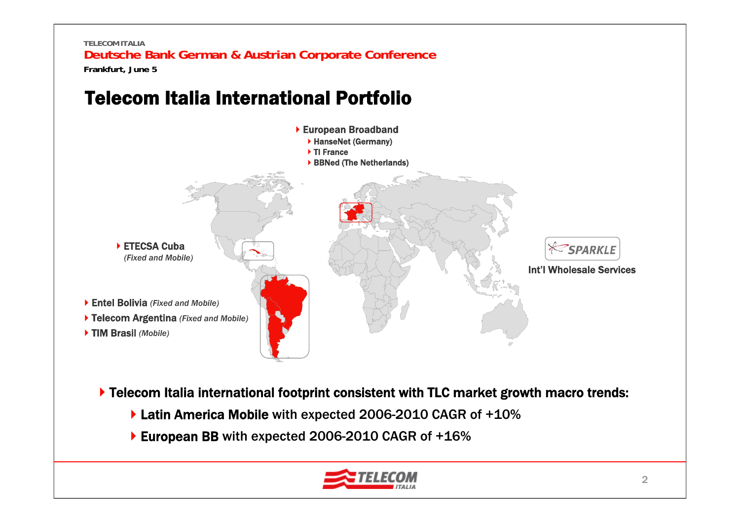# Telecom Italia International Portfolio

- **European Broadband**
  - **HanseNet (Germany)**
  - **TI France**
  - **BBNed (The Netherlands)**
- **ETECSA Cuba** *(Fixed and Mobile)*
- **Entel Bolivia** *(Fixed and Mobile)*
- **Telecom Argentina** *(Fixed and Mobile)*
- **TIM Brasil** *(Mobile)*

SPARKLE

**Int'l Wholesale Services**

- **Telecom Italia international footprint consistent with TLC market growth macro trends:**
  - **Latin America Mobile** with expected 2006-2010 CAGR of +10%
  - **European BB** with expected 2006-2010 CAGR of +16%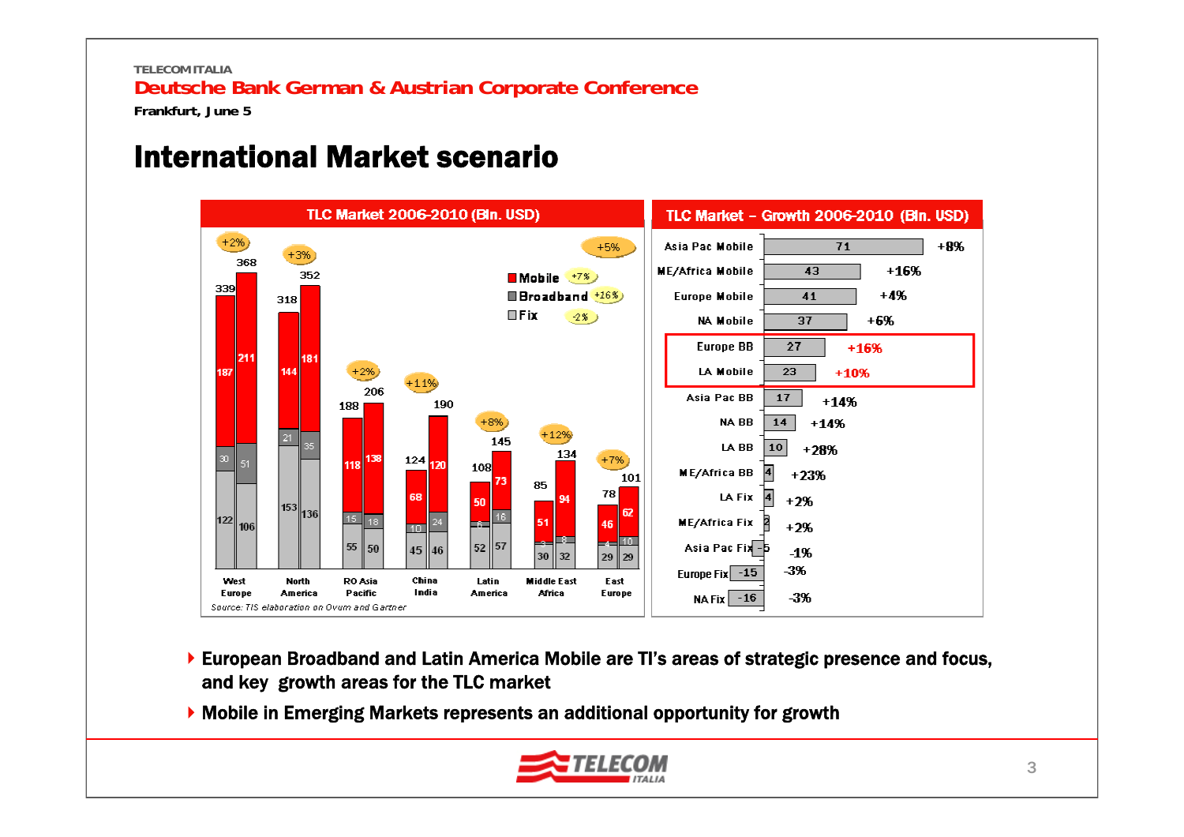# International Market scenario

## TLC Market 2006-2010 (Bln. USD)

Legend: Mobile (+7%), Broadband (+16%), Fix (-2%)

| Region | Year | Total | Mobile | Broadband | Fix | Growth |
|---|---|---|---|---|---|---|
| West Europe | 2006 | 339 | 187 | 30 | 122 | +2% |
| West Europe | 2010 | 368 | 211 | 51 | 106 | |
| North America | 2006 | 318 | 144 | 21 | 153 | +3% |
| North America | 2010 | 352 | 181 | 35 | 136 | |
| RO Asia Pacific | 2006 | 188 | 118 | 15 | 55 | +2% |
| RO Asia Pacific | 2010 | 206 | 138 | 18 | 50 | |
| China India | 2006 | 124 | 68 | 10 | 45 | +11% |
| China India | 2010 | 190 | 120 | 24 | 46 | |
| Latin America | 2006 | 108 | 50 | 6 | 52 | +8% |
| Latin America | 2010 | 145 | 73 | 16 | 57 | |
| Middle East Africa | 2006 | 85 | 51 | 3 | 30 | +12% |
| Middle East Africa | 2010 | 134 | 94 | 8 | 32 | |
| East Europe | 2006 | 78 | 46 | 4 | 29 | +7% |
| East Europe | 2010 | 101 | 62 | 10 | 29 | |

Total: +5%

*Source: TIS elaboration on Ovum and Gartner*

## TLC Market – Growth 2006-2010 (Bln. USD)

| Segment | Growth (Bln. USD) | CAGR |
|---|---|---|
| Asia Pac Mobile | 71 | +8% |
| ME/Africa Mobile | 43 | +16% |
| Europe Mobile | 41 | +4% |
| NA Mobile | 37 | +6% |
| **Europe BB** | **27** | **+16%** |
| **LA Mobile** | **23** | **+10%** |
| Asia Pac BB | 17 | +14% |
| NA BB | 14 | +14% |
| LA BB | 10 | +28% |
| ME/Africa BB | 4 | +23% |
| LA Fix | 4 | +2% |
| ME/Africa Fix | 2 | +2% |
| Asia Pac Fix | -5 | -1% |
| Europe Fix | -15 | -3% |
| NA Fix | -16 | -3% |

- European Broadband and Latin America Mobile are TI's areas of strategic presence and focus, and key growth areas for the TLC market
- Mobile in Emerging Markets represents an additional opportunity for growth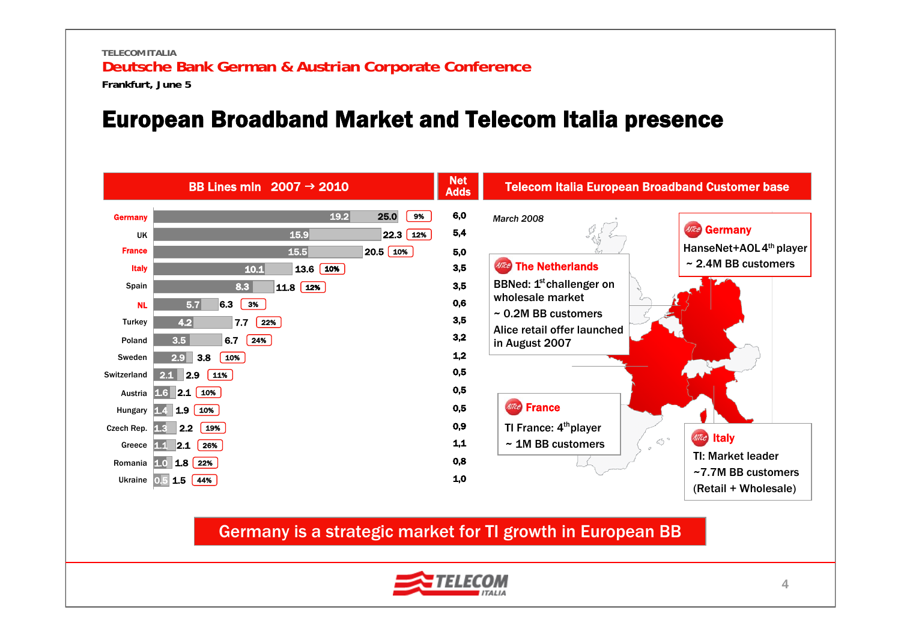TELECOM ITALIA

**Deutsche Bank German & Austrian Corporate Conference**

**Frankfurt, June 5**

# European Broadband Market and Telecom Italia presence

| Country | BB Lines mln 2007 | BB Lines mln 2010 | CAGR | Net Adds |
|---|---|---|---|---|
| Germany | 19.2 | 25.0 | 9% | 6,0 |
| UK | 15.9 | 22.3 | 12% | 5,4 |
| France | 15.5 | 20.5 | 10% | 5,0 |
| Italy | 10.1 | 13.6 | 10% | 3,5 |
| Spain | 8.3 | 11.8 | 12% | 3,5 |
| NL | 5.7 | 6.3 | 3% | 0,6 |
| Turkey | 4.2 | 7.7 | 22% | 3,5 |
| Poland | 3.5 | 6.7 | 24% | 3,2 |
| Sweden | 2.9 | 3.8 | 10% | 1,2 |
| Switzerland | 2.1 | 2.9 | 11% | 0,5 |
| Austria | 1.6 | 2.1 | 10% | 0,5 |
| Hungary | 1.4 | 1.9 | 10% | 0,5 |
| Czech Rep. | 1.3 | 2.2 | 19% | 0,9 |
| Greece | 1.1 | 2.1 | 26% | 1,1 |
| Romania | 1.0 | 1.8 | 22% | 0,8 |
| Ukraine | 0.5 | 1.5 | 44% | 1,0 |

## Telecom Italia European Broadband Customer base

*March 2008*

**Germany**
- HanseNet+AOL 4th player
- ~ 2.4M BB customers

**The Netherlands**
- BBNed: 1st challenger on wholesale market
- ~ 0.2M BB customers
- Alice retail offer launched in August 2007

**France**
- TI France: 4th player
- ~ 1M BB customers

**Italy**
- TI: Market leader
- ~7.7M BB customers (Retail + Wholesale)

**Germany is a strategic market for TI growth in European BB**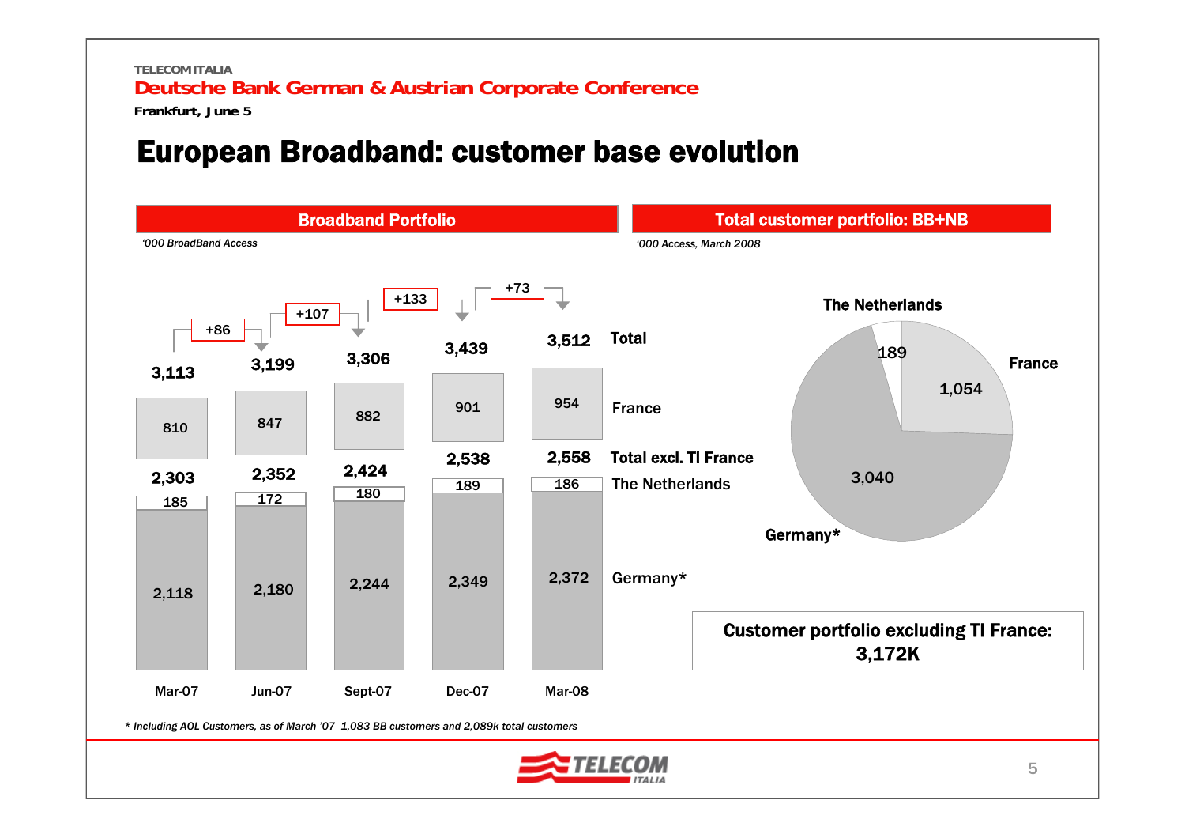# European Broadband: customer base evolution

## Broadband Portfolio

*'000 BroadBand Access*

| | Mar-07 | Jun-07 | Sept-07 | Dec-07 | Mar-08 |
|---|---|---|---|---|---|
| Total | 3,113 | 3,199 | 3,306 | 3,439 | 3,512 |
| France | 810 | 847 | 882 | 901 | 954 |
| Total excl. TI France | 2,303 | 2,352 | 2,424 | 2,538 | 2,558 |
| The Netherlands | 185 | 172 | 180 | 189 | 186 |
| Germany* | 2,118 | 2,180 | 2,244 | 2,349 | 2,372 |

Quarterly change: +86, +107, +133, +73

## Total customer portfolio: BB+NB

*'000 Access, March 2008*

| Country | Access |
|---|---|
| The Netherlands | 189 |
| France | 1,054 |
| Germany* | 3,040 |

**Customer portfolio excluding TI France: 3,172K**

*\* Including AOL Customers, as of March '07 1,083 BB customers and 2,089k total customers*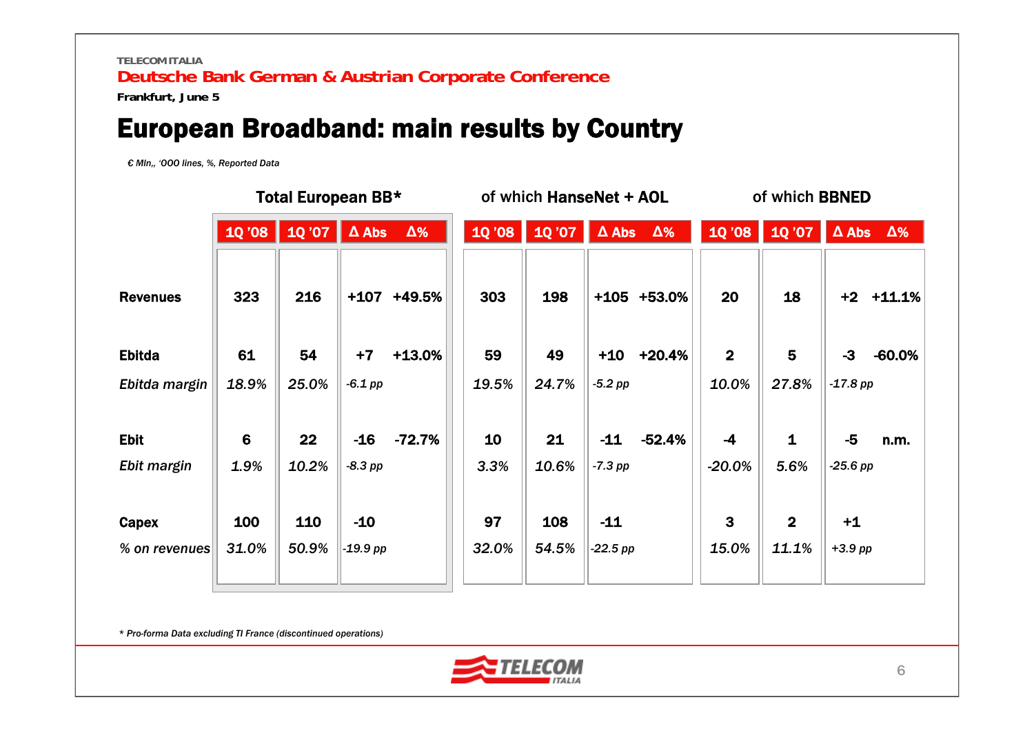# European Broadband: main results by Country

*€ Mln,, '000 lines, %, Reported Data*

| | Total European BB* | | | | of which HanseNet + AOL | | | | of which BBNED | | | |
|---|---|---|---|---|---|---|---|---|---|---|---|---|
| | 1Q '08 | 1Q '07 | Δ Abs | Δ% | 1Q '08 | 1Q '07 | Δ Abs | Δ% | 1Q '08 | 1Q '07 | Δ Abs | Δ% |
| **Revenues** | 323 | 216 | +107 | +49.5% | 303 | 198 | +105 | +53.0% | 20 | 18 | +2 | +11.1% |
| **Ebitda** | 61 | 54 | +7 | +13.0% | 59 | 49 | +10 | +20.4% | 2 | 5 | -3 | -60.0% |
| *Ebitda margin* | *18.9%* | *25.0%* | *-6.1 pp* | | *19.5%* | *24.7%* | *-5.2 pp* | | *10.0%* | *27.8%* | *-17.8 pp* | |
| **Ebit** | 6 | 22 | -16 | -72.7% | 10 | 21 | -11 | -52.4% | -4 | 1 | -5 | n.m. |
| *Ebit margin* | *1.9%* | *10.2%* | *-8.3 pp* | | *3.3%* | *10.6%* | *-7.3 pp* | | *-20.0%* | *5.6%* | *-25.6 pp* | |
| **Capex** | 100 | 110 | -10 | | 97 | 108 | -11 | | 3 | 2 | +1 | |
| *% on revenues* | *31.0%* | *50.9%* | *-19.9 pp* | | *32.0%* | *54.5%* | *-22.5 pp* | | *15.0%* | *11.1%* | *+3.9 pp* | |

*\* Pro-forma Data excluding TI France (discontinued operations)*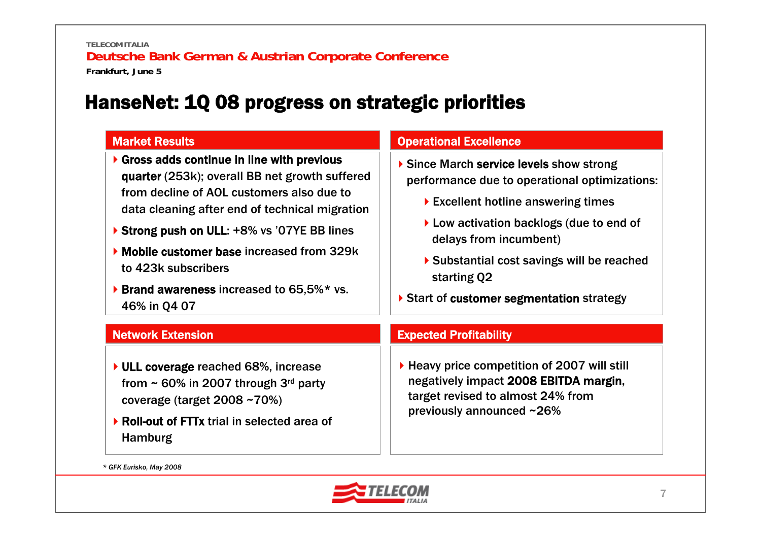# HanseNet: 1Q 08 progress on strategic priorities

## Market Results

- **Gross adds continue in line with previous quarter** (253k); overall BB net growth suffered from decline of AOL customers also due to data cleaning after end of technical migration
- **Strong push on ULL**: +8% vs '07YE BB lines
- **Mobile customer base** increased from 329k to 423k subscribers
- **Brand awareness** increased to 65,5%* vs. 46% in Q4 07

## Operational Excellence

- Since March **service levels** show strong performance due to operational optimizations:
  - Excellent hotline answering times
  - Low activation backlogs (due to end of delays from incumbent)
  - Substantial cost savings will be reached starting Q2
- Start of **customer segmentation** strategy

## Network Extension

- **ULL coverage** reached 68%, increase from ~ 60% in 2007 through 3rd party coverage (target 2008 ~70%)
- **Roll-out of FTTx** trial in selected area of Hamburg

## Expected Profitability

- Heavy price competition of 2007 will still negatively impact **2008 EBITDA margin**, target revised to almost 24% from previously announced ~26%

*\* GFK Eurisko, May 2008*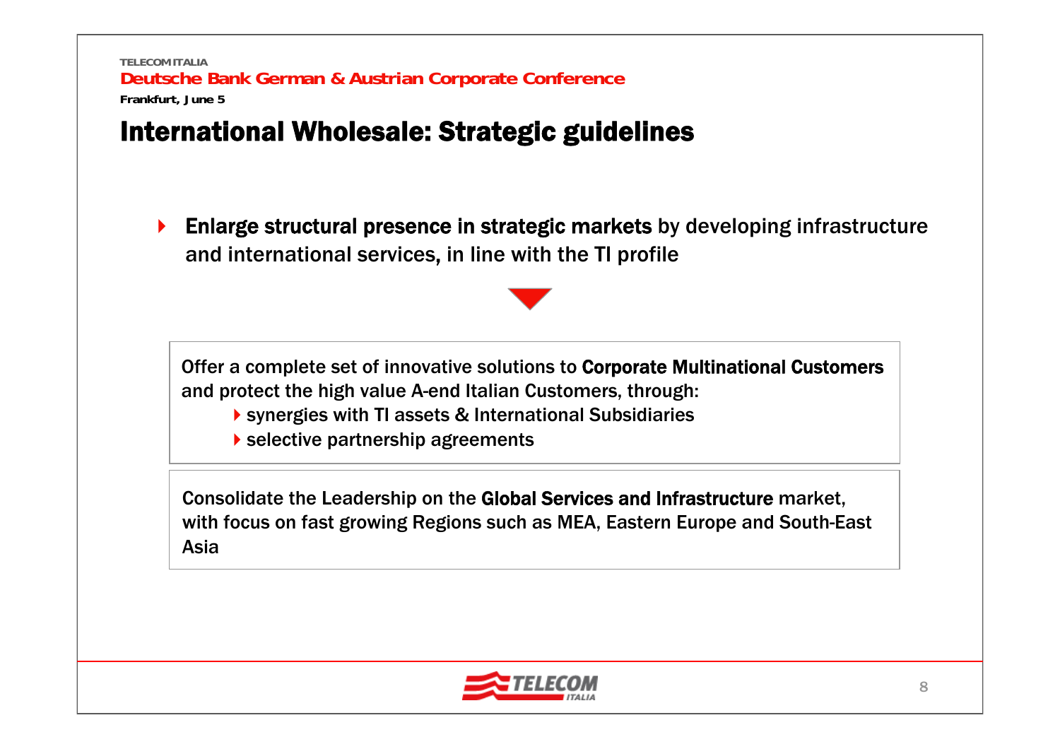# International Wholesale: Strategic guidelines

- **Enlarge structural presence in strategic markets** by developing infrastructure and international services, in line with the TI profile

Offer a complete set of innovative solutions to **Corporate Multinational Customers** and protect the high value A-end Italian Customers, through:

- synergies with TI assets & International Subsidiaries
- selective partnership agreements

Consolidate the Leadership on the **Global Services and Infrastructure** market, with focus on fast growing Regions such as MEA, Eastern Europe and South-East Asia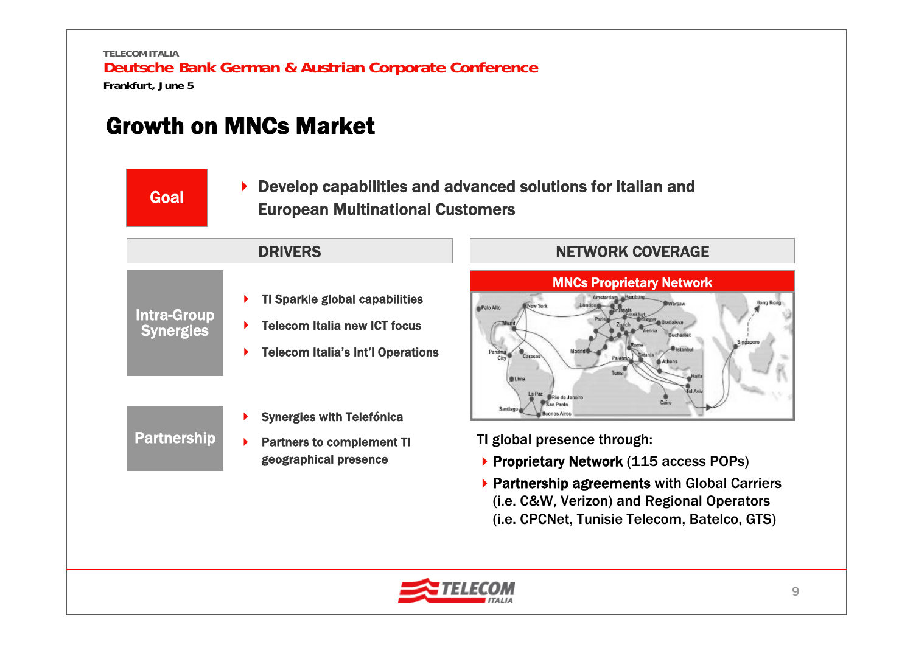# Growth on MNCs Market

**Goal**

- Develop capabilities and advanced solutions for Italian and European Multinational Customers

## DRIVERS

**Intra-Group Synergies**

- TI Sparkle global capabilities
- Telecom Italia new ICT focus
- Telecom Italia's Int'l Operations

**Partnership**

- Synergies with Telefónica
- Partners to complement TI geographical presence

## NETWORK COVERAGE

**MNCs Proprietary Network**

TI global presence through:

- **Proprietary Network** (115 access POPs)
- **Partnership agreements** with Global Carriers (i.e. C&W, Verizon) and Regional Operators (i.e. CPCNet, Tunisie Telecom, Batelco, GTS)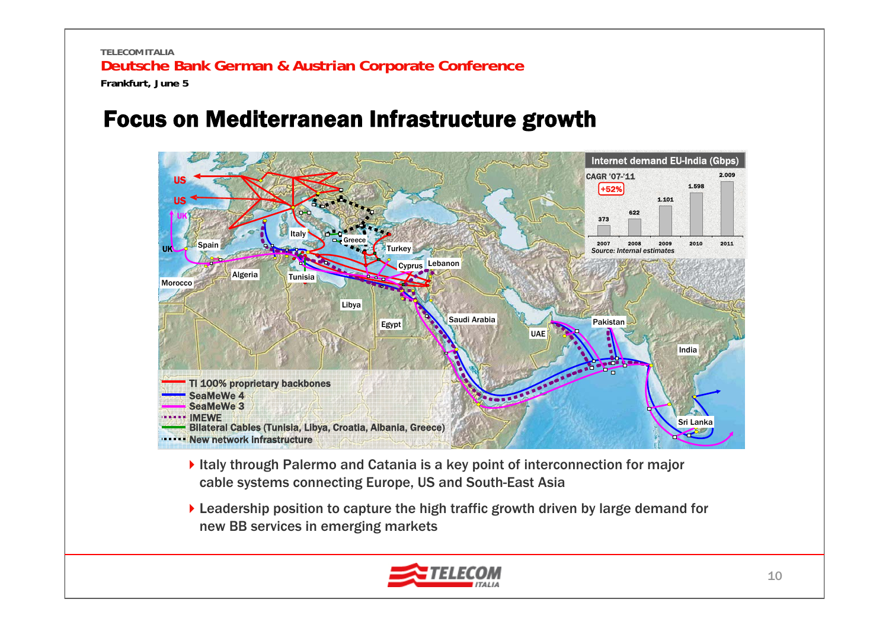# Focus on Mediterranean Infrastructure growth

**Internet demand EU-India (Gbps)**

CAGR '07-'11 +52%

| 2007 | 2008 | 2009 | 2010 | 2011 |
|---|---|---|---|---|
| 373 | 622 | 1.101 | 1.598 | 2.009 |

*Source: Internal estimates*

- TI 100% proprietary backbones
- SeaMeWe 4
- SeaMeWe 3
- IMEWE
- Bilateral Cables (Tunisia, Libya, Croatia, Albania, Greece)
- New network infrastructure

- Italy through Palermo and Catania is a key point of interconnection for major cable systems connecting Europe, US and South-East Asia
- Leadership position to capture the high traffic growth driven by large demand for new BB services in emerging markets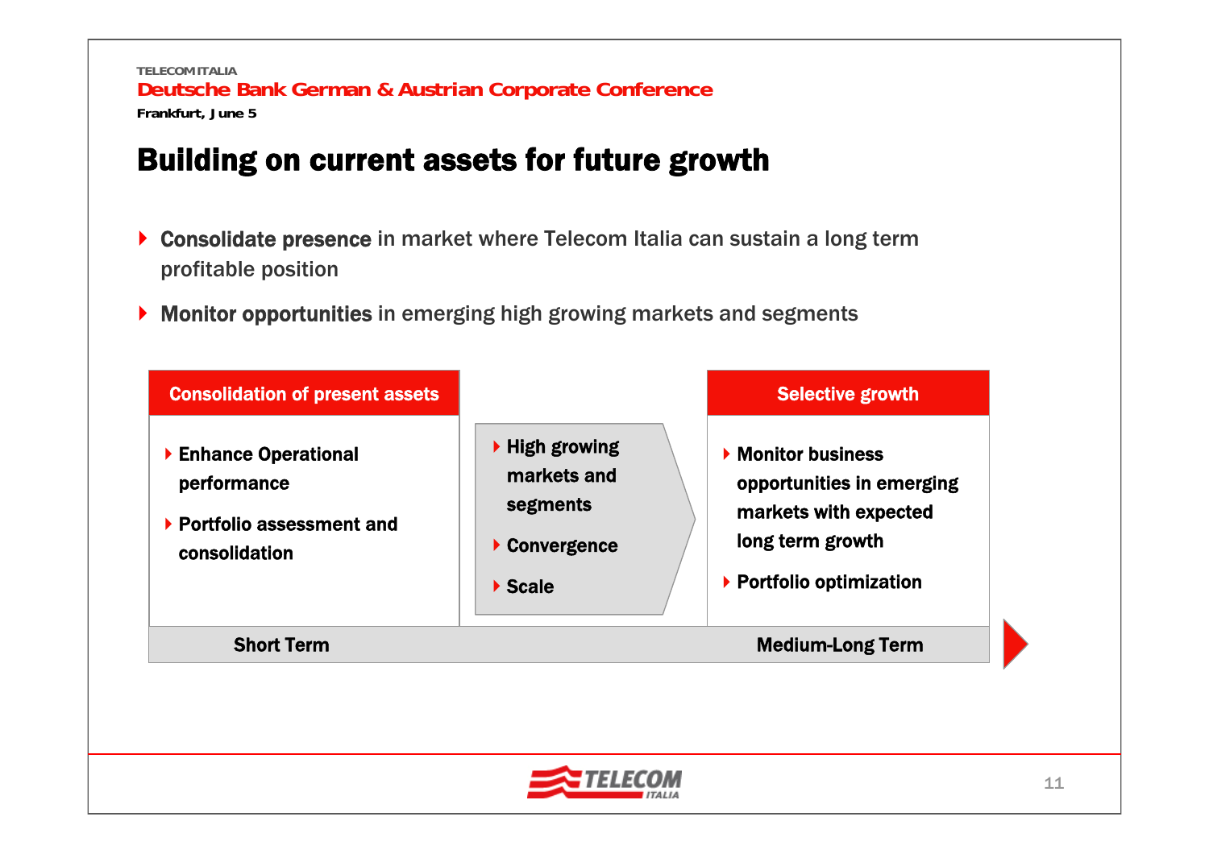# Building on current assets for future growth

- **Consolidate presence** in market where Telecom Italia can sustain a long term profitable position
- **Monitor opportunities** in emerging high growing markets and segments

| Consolidation of present assets | | Selective growth |
|---|---|---|
| • Enhance Operational performance<br>• Portfolio assessment and consolidation | • High growing markets and segments<br>• Convergence<br>• Scale | • Monitor business opportunities in emerging markets with expected long term growth<br>• Portfolio optimization |
| Short Term | | Medium-Long Term |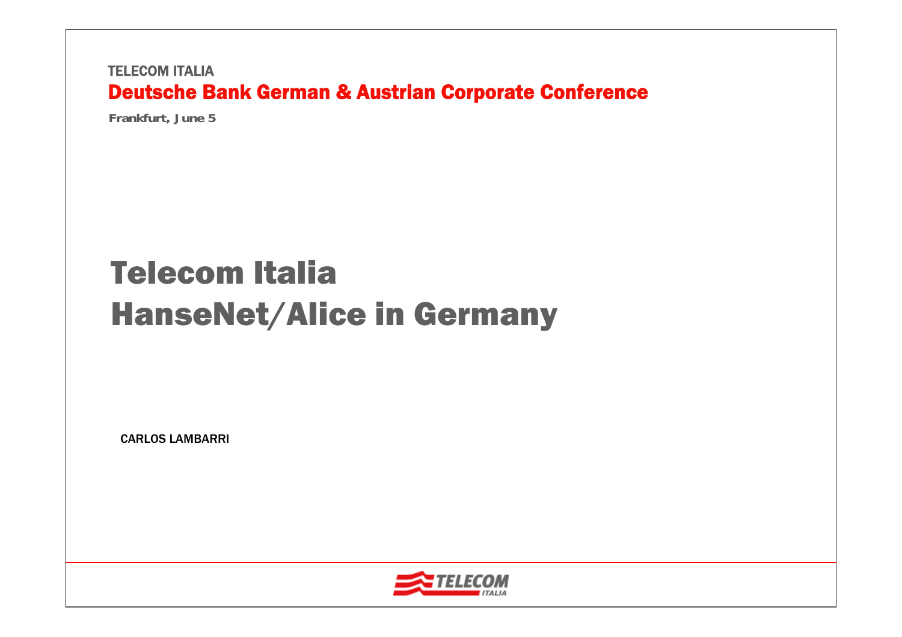TELECOM ITALIA

**Deutsche Bank German & Austrian Corporate Conference**

**Frankfurt, June 5**

# Telecom Italia
# HanseNet/Alice in Germany

CARLOS LAMBARRI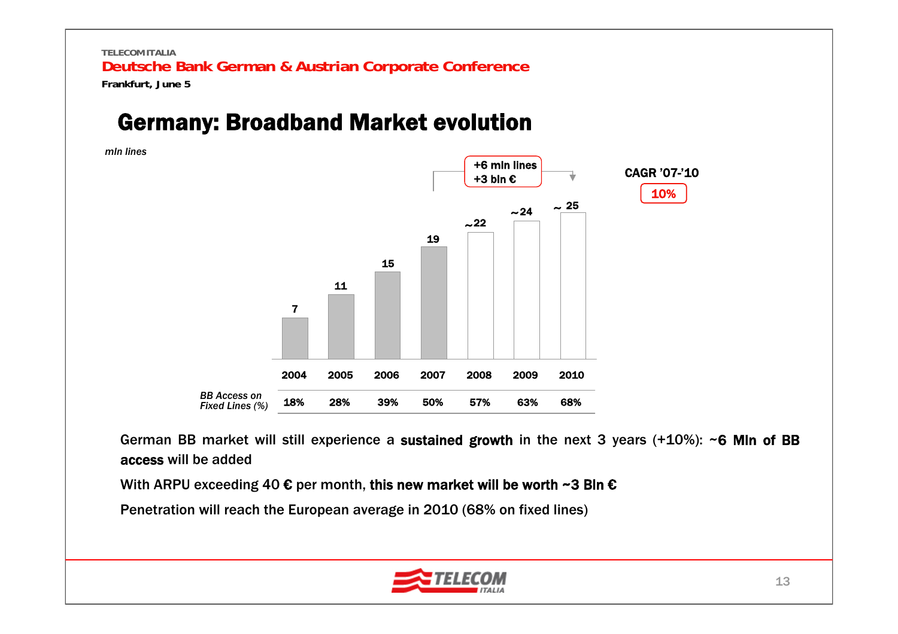# Germany: Broadband Market evolution

*mln lines*

| | 2004 | 2005 | 2006 | 2007 | 2008 | 2009 | 2010 |
|---|---|---|---|---|---|---|---|
| mln lines | 7 | 11 | 15 | 19 | ~22 | ~24 | ~ 25 |
| *BB Access on Fixed Lines (%)* | 18% | 28% | 39% | 50% | 57% | 63% | 68% |

**+6 mln lines**
**+3 bln €**

**CAGR '07-'10**
**10%**

German BB market will still experience a **sustained growth** in the next 3 years (+10%): **~6 Mln of BB access** will be added

With ARPU exceeding 40 € per month, **this new market will be worth ~3 Bln €**

Penetration will reach the European average in 2010 (68% on fixed lines)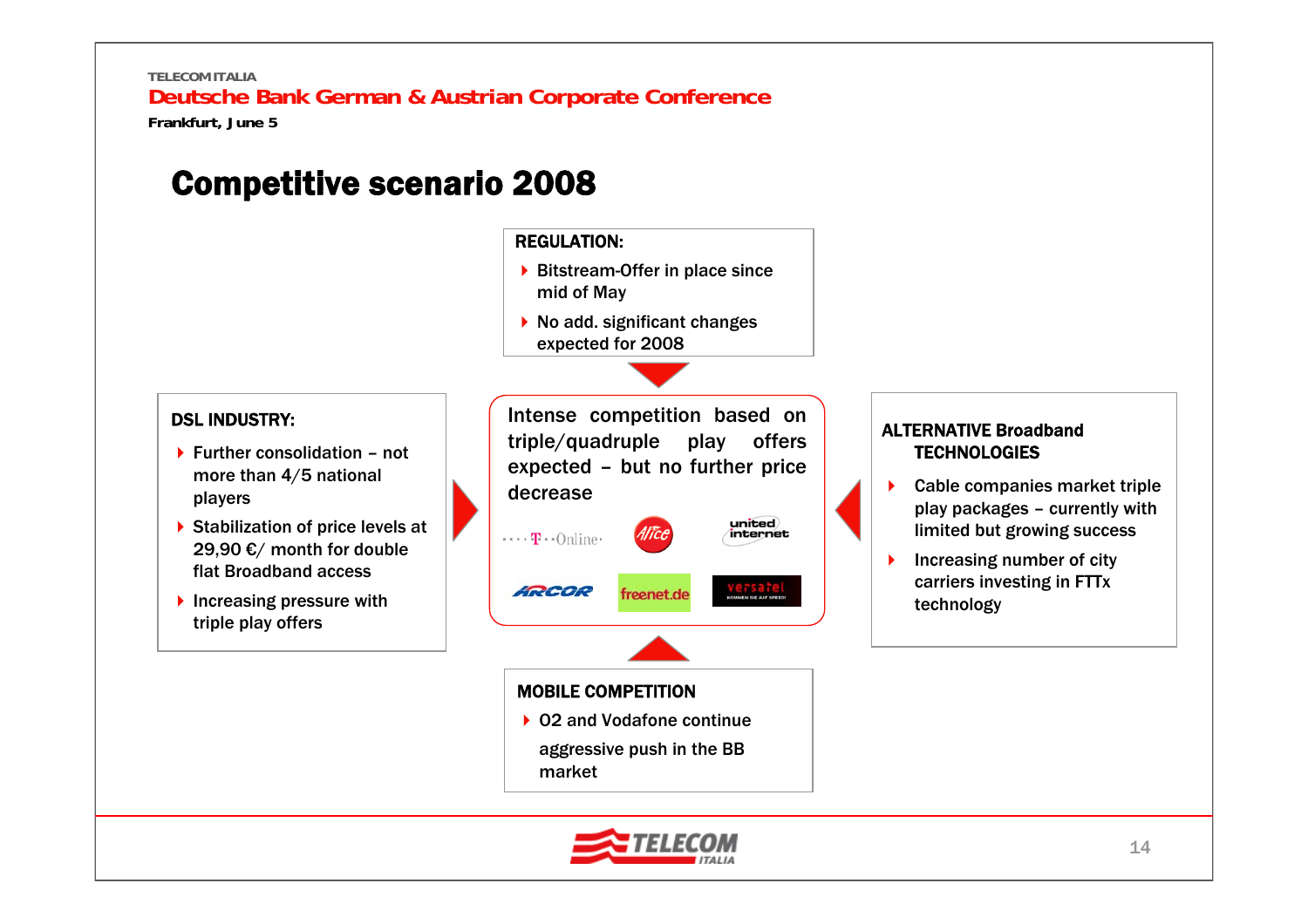# Competitive scenario 2008

**REGULATION:**

- Bitstream-Offer in place since mid of May
- No add. significant changes expected for 2008

**DSL INDUSTRY:**

- Further consolidation – not more than 4/5 national players
- Stabilization of price levels at 29,90 €/ month for double flat Broadband access
- Increasing pressure with triple play offers

Intense competition based on triple/quadruple play offers expected – but no further price decrease

T-Online · Alice · united internet · ARCOR · freenet.de · versatel

**ALTERNATIVE Broadband TECHNOLOGIES**

- Cable companies market triple play packages – currently with limited but growing success
- Increasing number of city carriers investing in FTTx technology

**MOBILE COMPETITION**

- O2 and Vodafone continue aggressive push in the BB market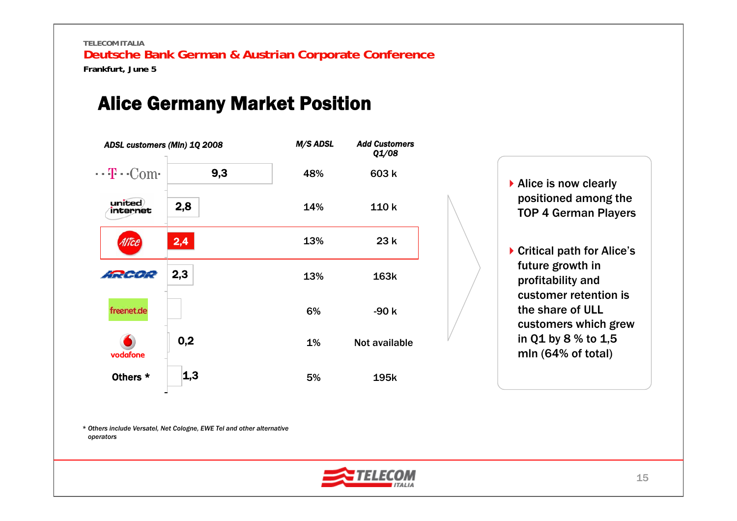# Alice Germany Market Position

| ADSL customers (Mln) 1Q 2008 | | M/S ADSL | Add Customers Q1/08 |
|---|---|---|---|
| T-Com | 9,3 | 48% | 603 k |
| united internet | 2,8 | 14% | 110 k |
| Alice | 2,4 | 13% | 23 k |
| ARCOR | 2,3 | 13% | 163k |
| freenet.de | | 6% | -90 k |
| vodafone | 0,2 | 1% | Not available |
| Others * | 1,3 | 5% | 195k |

- Alice is now clearly positioned among the TOP 4 German Players
- Critical path for Alice's future growth in profitability and customer retention is the share of ULL customers which grew in Q1 by 8 % to 1,5 mln (64% of total)

*\* Others include Versatel, Net Cologne, EWE Tel and other alternative operators*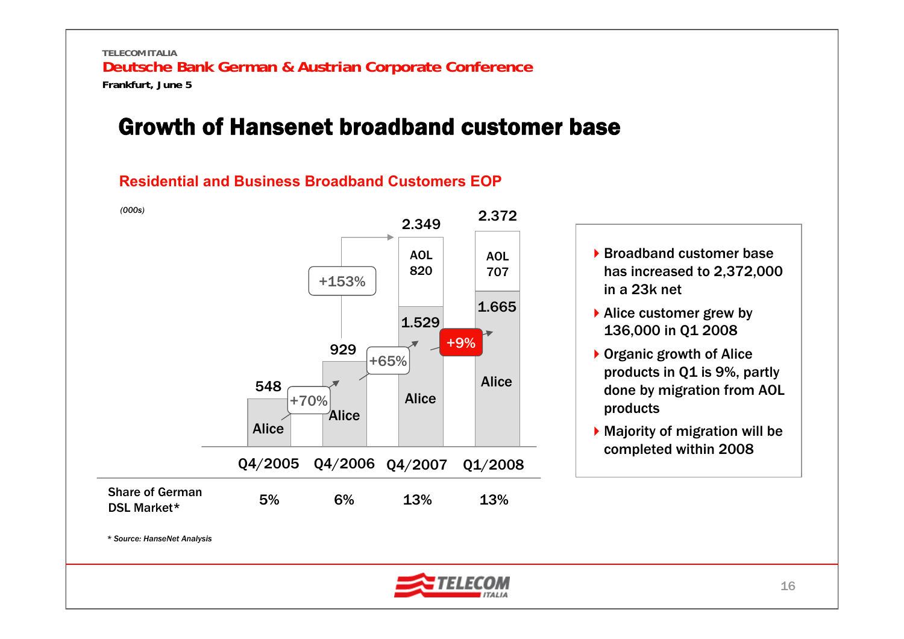# Growth of Hansenet broadband customer base

## Residential and Business Broadband Customers EOP

*(000s)*

| | Q4/2005 | Q4/2006 | Q4/2007 | Q1/2008 |
|---|---|---|---|---|
| Alice | 548 | 929 | 1.529 | 1.665 |
| AOL | | | 820 | 707 |
| Total | 548 | 929 | 2.349 | 2.372 |
| Growth | | +70% | +65% (Alice); +153% (total) | +9% (Alice) |
| Share of German DSL Market* | 5% | 6% | 13% | 13% |

- Broadband customer base has increased to 2,372,000 in a 23k net
- Alice customer grew by 136,000 in Q1 2008
- Organic growth of Alice products in Q1 is 9%, partly done by migration from AOL products
- Majority of migration will be completed within 2008

*\* Source: HanseNet Analysis*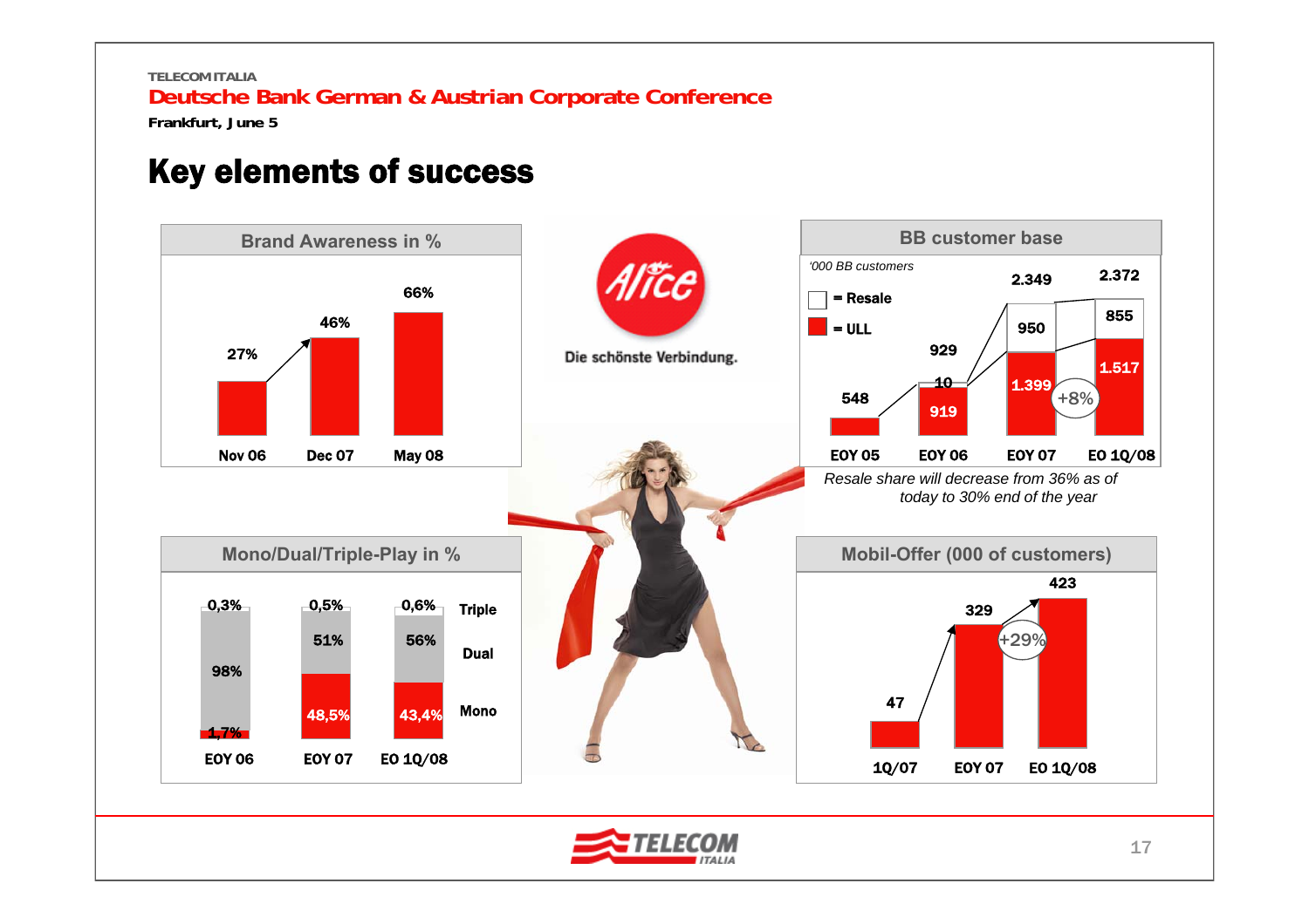# Key elements of success

## Brand Awareness in %

| Nov 06 | Dec 07 | May 08 |
|---|---|---|
| 27% | 46% | 66% |

Alice

Die schönste Verbindung.

## BB customer base

'000 BB customers

| | EOY 05 | EOY 06 | EOY 07 | EO 1Q/08 |
|---|---|---|---|---|
| Resale | | 10 | 950 | 855 |
| ULL | | 919 | 1.399 | 1.517 |
| Total | 548 | 929 | 2.349 | 2.372 |

ULL EOY 07 → EO 1Q/08: +8%

*Resale share will decrease from 36% as of today to 30% end of the year*

## Mono/Dual/Triple-Play in %

| | EOY 06 | EOY 07 | EO 1Q/08 |
|---|---|---|---|
| Triple | 0,3% | 0,5% | 0,6% |
| Dual | 98% | 51% | 56% |
| Mono | 1,7% | 48,5% | 43,4% |

## Mobil-Offer (000 of customers)

| 1Q/07 | EOY 07 | EO 1Q/08 |
|---|---|---|
| 47 | 329 | 423 |

EOY 07 → EO 1Q/08: +29%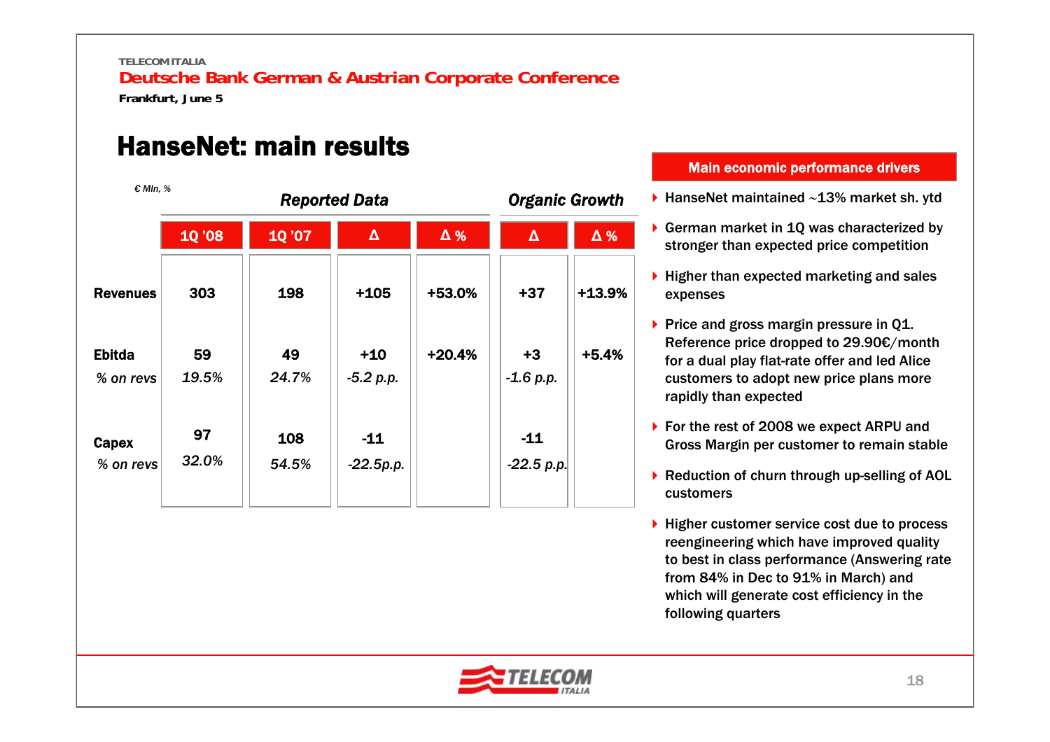# HanseNet: main results

*€ Mln, %*

| | Reported Data | | | | Organic Growth | |
|---|---|---|---|---|---|---|
| | 1Q '08 | 1Q '07 | Δ | Δ % | Δ | Δ % |
| **Revenues** | 303 | 198 | +105 | +53.0% | +37 | +13.9% |
| **Ebitda** | 59 | 49 | +10 | +20.4% | +3 | +5.4% |
| *% on revs* | *19.5%* | *24.7%* | *-5.2 p.p.* | | *-1.6 p.p.* | |
| **Capex** | 97 | 108 | -11 | | -11 | |
| *% on revs* | *32.0%* | *54.5%* | *-22.5p.p.* | | *-22.5 p.p.* | |

**Main economic performance drivers**

- HanseNet maintained ~13% market sh. ytd
- German market in 1Q was characterized by stronger than expected price competition
- Higher than expected marketing and sales expenses
- Price and gross margin pressure in Q1. Reference price dropped to 29.90€/month for a dual play flat-rate offer and led Alice customers to adopt new price plans more rapidly than expected
- For the rest of 2008 we expect ARPU and Gross Margin per customer to remain stable
- Reduction of churn through up-selling of AOL customers
- Higher customer service cost due to process reengineering which have improved quality to best in class performance (Answering rate from 84% in Dec to 91% in March) and which will generate cost efficiency in the following quarters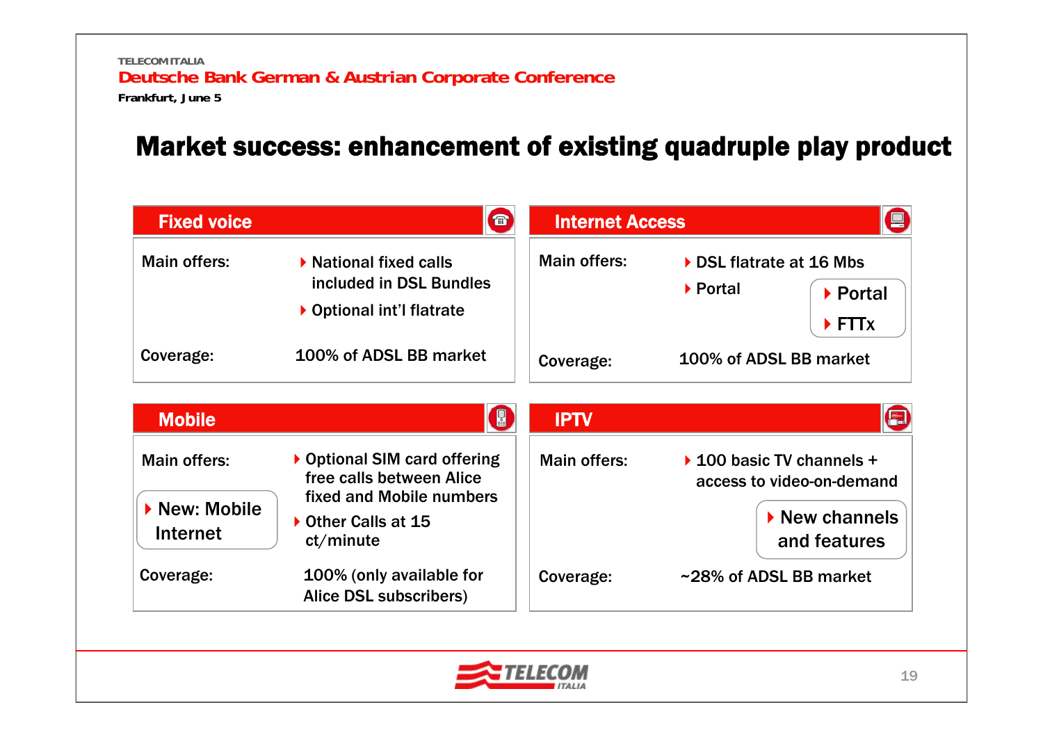# Market success: enhancement of existing quadruple play product

## Fixed voice

Main offers:

- National fixed calls included in DSL Bundles
- Optional int'l flatrate

Coverage: 100% of ADSL BB market

## Internet Access

Main offers:

- DSL flatrate at 16 Mbs
- Portal

> - Portal
> - FTTx

Coverage: 100% of ADSL BB market

## Mobile

Main offers:

- Optional SIM card offering free calls between Alice fixed and Mobile numbers
- Other Calls at 15 ct/minute

> - New: Mobile Internet

Coverage: 100% (only available for Alice DSL subscribers)

## IPTV

Main offers:

- 100 basic TV channels + access to video-on-demand

> - New channels and features

Coverage: ~28% of ADSL BB market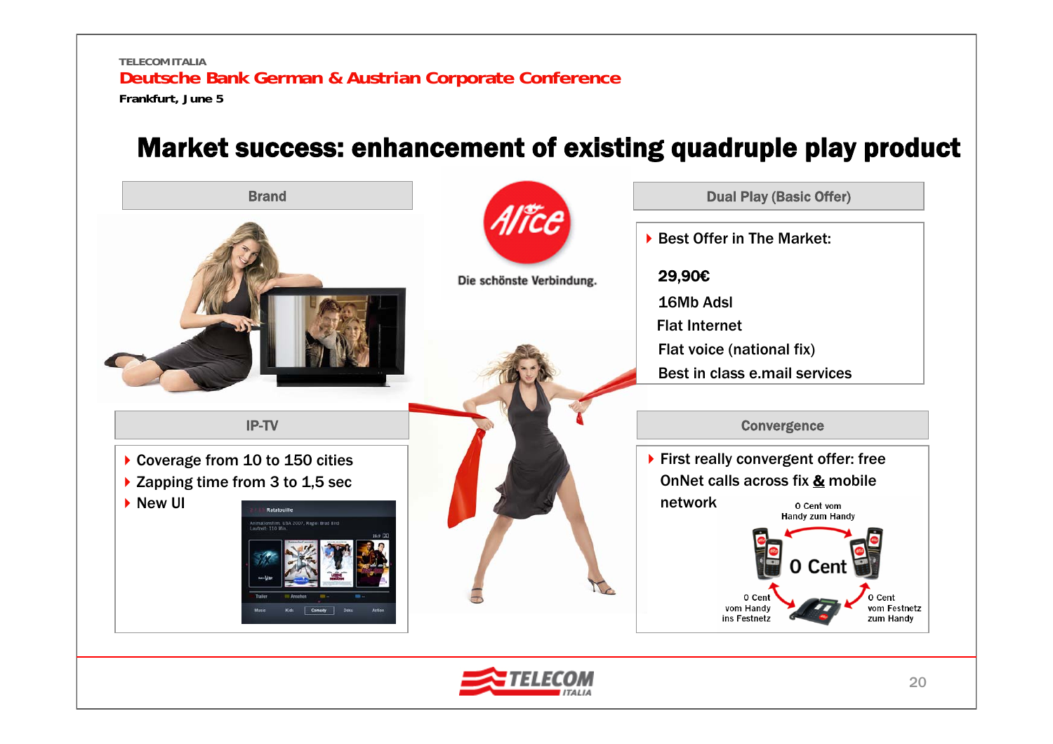# Market success: enhancement of existing quadruple play product

## Brand

Alice

Die schönste Verbindung.

## Dual Play (Basic Offer)

- Best Offer in The Market:

**29,90€**

16Mb Adsl

Flat Internet

Flat voice (national fix)

Best in class e.mail services

## IP-TV

- Coverage from 10 to 150 cities
- Zapping time from 3 to 1,5 sec
- New UI

## Convergence

- First really convergent offer: free OnNet calls across fix **&** mobile network

0 Cent vom Handy zum Handy

0 Cent

0 Cent vom Handy ins Festnetz

0 Cent vom Festnetz zum Handy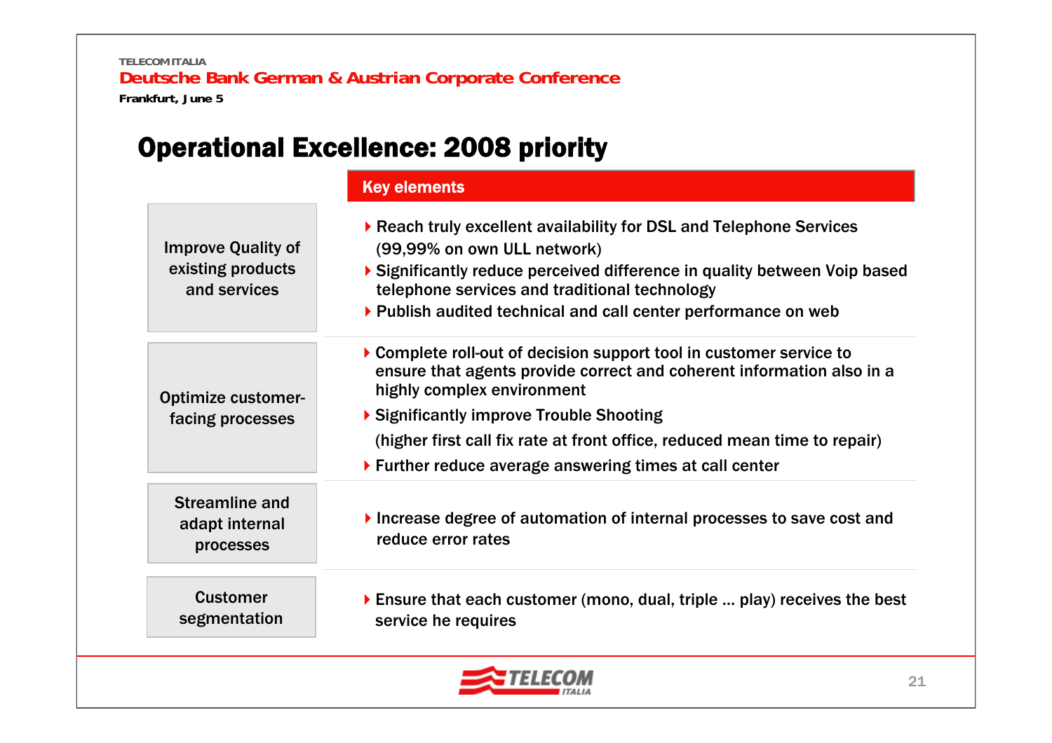# Operational Excellence: 2008 priority

| | Key elements |
|---|---|
| Improve Quality of existing products and services | ▸ Reach truly excellent availability for DSL and Telephone Services (99,99% on own ULL network)<br>▸ Significantly reduce perceived difference in quality between Voip based telephone services and traditional technology<br>▸ Publish audited technical and call center performance on web |
| Optimize customer-facing processes | ▸ Complete roll-out of decision support tool in customer service to ensure that agents provide correct and coherent information also in a highly complex environment<br>▸ Significantly improve Trouble Shooting (higher first call fix rate at front office, reduced mean time to repair)<br>▸ Further reduce average answering times at call center |
| Streamline and adapt internal processes | ▸ Increase degree of automation of internal processes to save cost and reduce error rates |
| Customer segmentation | ▸ Ensure that each customer (mono, dual, triple ... play) receives the best service he requires |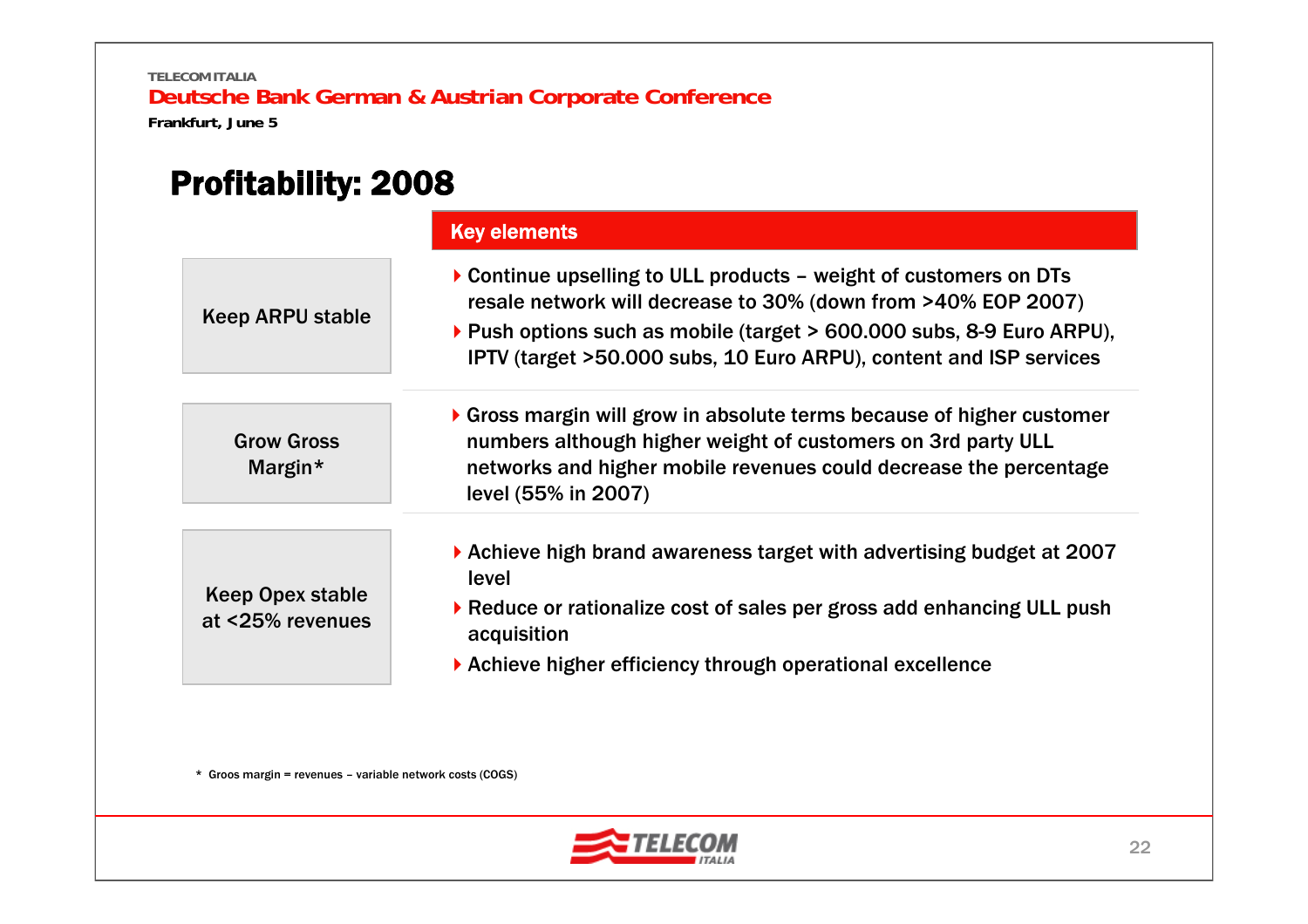# Profitability: 2008

| | Key elements |
|---|---|
| Keep ARPU stable | ▶ Continue upselling to ULL products – weight of customers on DTs resale network will decrease to 30% (down from >40% EOP 2007)<br>▶ Push options such as mobile (target > 600.000 subs, 8-9 Euro ARPU), IPTV (target >50.000 subs, 10 Euro ARPU), content and ISP services |
| Grow Gross Margin* | ▶ Gross margin will grow in absolute terms because of higher customer numbers although higher weight of customers on 3rd party ULL networks and higher mobile revenues could decrease the percentage level (55% in 2007) |
| Keep Opex stable at <25% revenues | ▶ Achieve high brand awareness target with advertising budget at 2007 level<br>▶ Reduce or rationalize cost of sales per gross add enhancing ULL push acquisition<br>▶ Achieve higher efficiency through operational excellence |

\* Groos margin = revenues – variable network costs (COGS)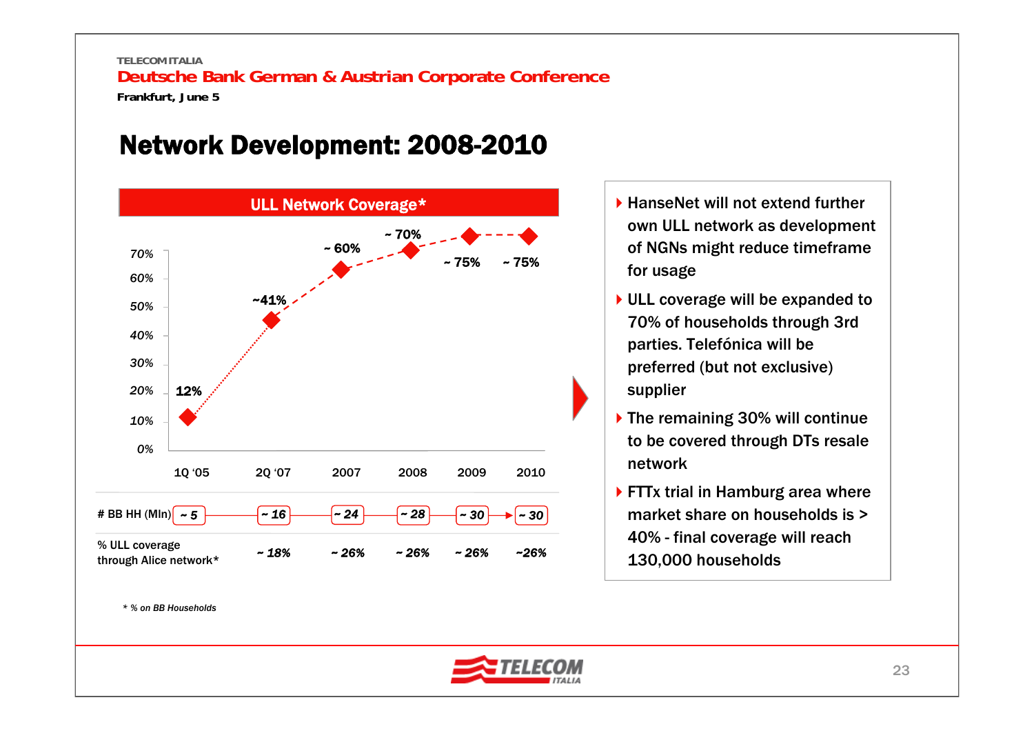# Network Development: 2008-2010

## ULL Network Coverage*

| | 1Q '05 | 2Q '07 | 2007 | 2008 | 2009 | 2010 |
|---|---|---|---|---|---|---|
| ULL Network Coverage* | 12% | ~41% | ~ 60% | ~ 70% | ~ 75% | ~ 75% |
| # BB HH (Mln) | ~ 5 | ~ 16 | ~ 24 | ~ 28 | ~ 30 | ~ 30 |
| % ULL coverage through Alice network* | | ~ 18% | ~ 26% | ~ 26% | ~ 26% | ~26% |

\* % on BB Households

- HanseNet will not extend further own ULL network as development of NGNs might reduce timeframe for usage
- ULL coverage will be expanded to 70% of households through 3rd parties. Telefónica will be preferred (but not exclusive) supplier
- The remaining 30% will continue to be covered through DTs resale network
- FTTx trial in Hamburg area where market share on households is > 40% - final coverage will reach 130,000 households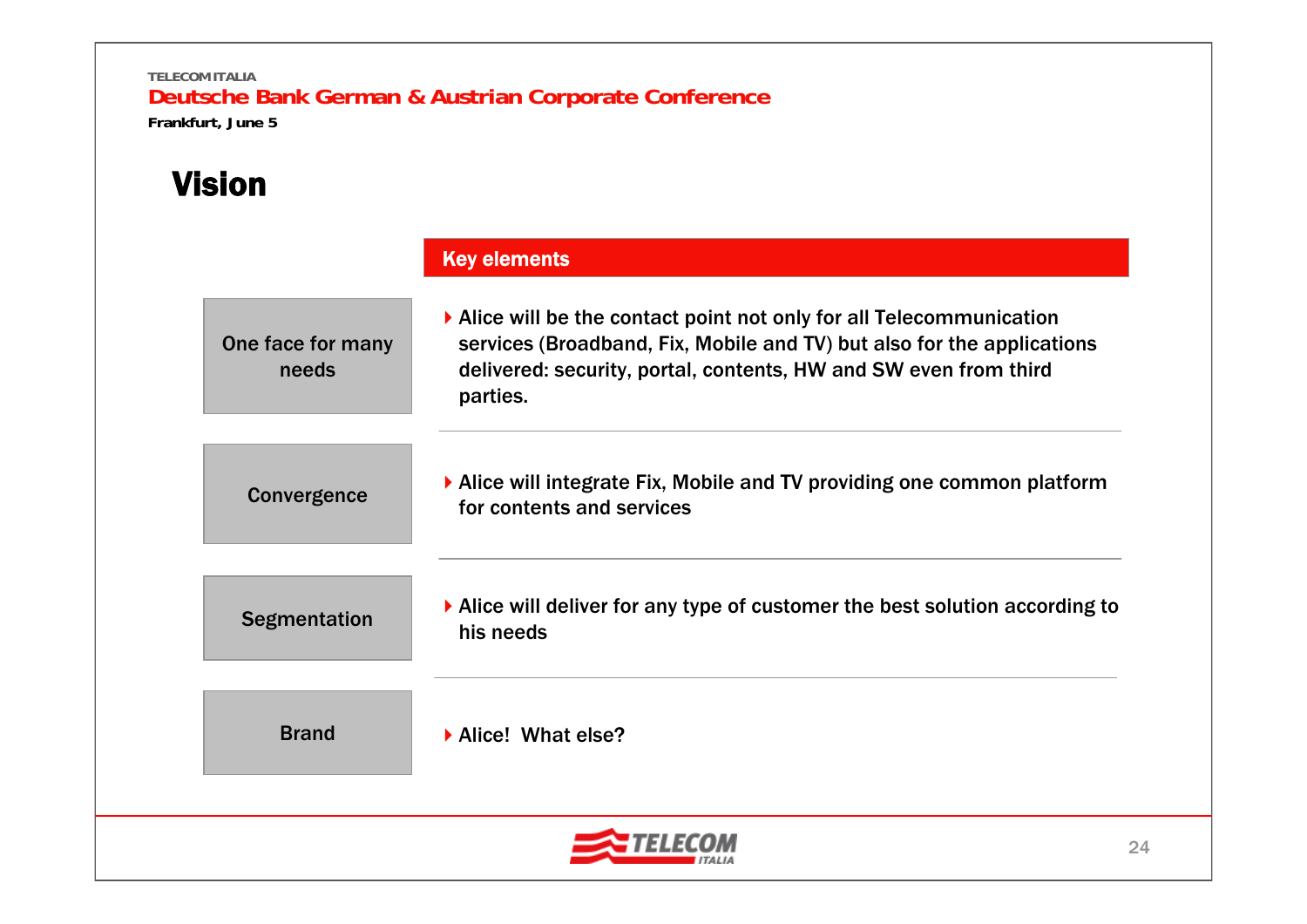# Vision

| | Key elements |
|---|---|
| One face for many needs | Alice will be the contact point not only for all Telecommunication services (Broadband, Fix, Mobile and TV) but also for the applications delivered: security, portal, contents, HW and SW even from third parties. |
| Convergence | Alice will integrate Fix, Mobile and TV providing one common platform for contents and services |
| Segmentation | Alice will deliver for any type of customer the best solution according to his needs |
| Brand | Alice! What else? |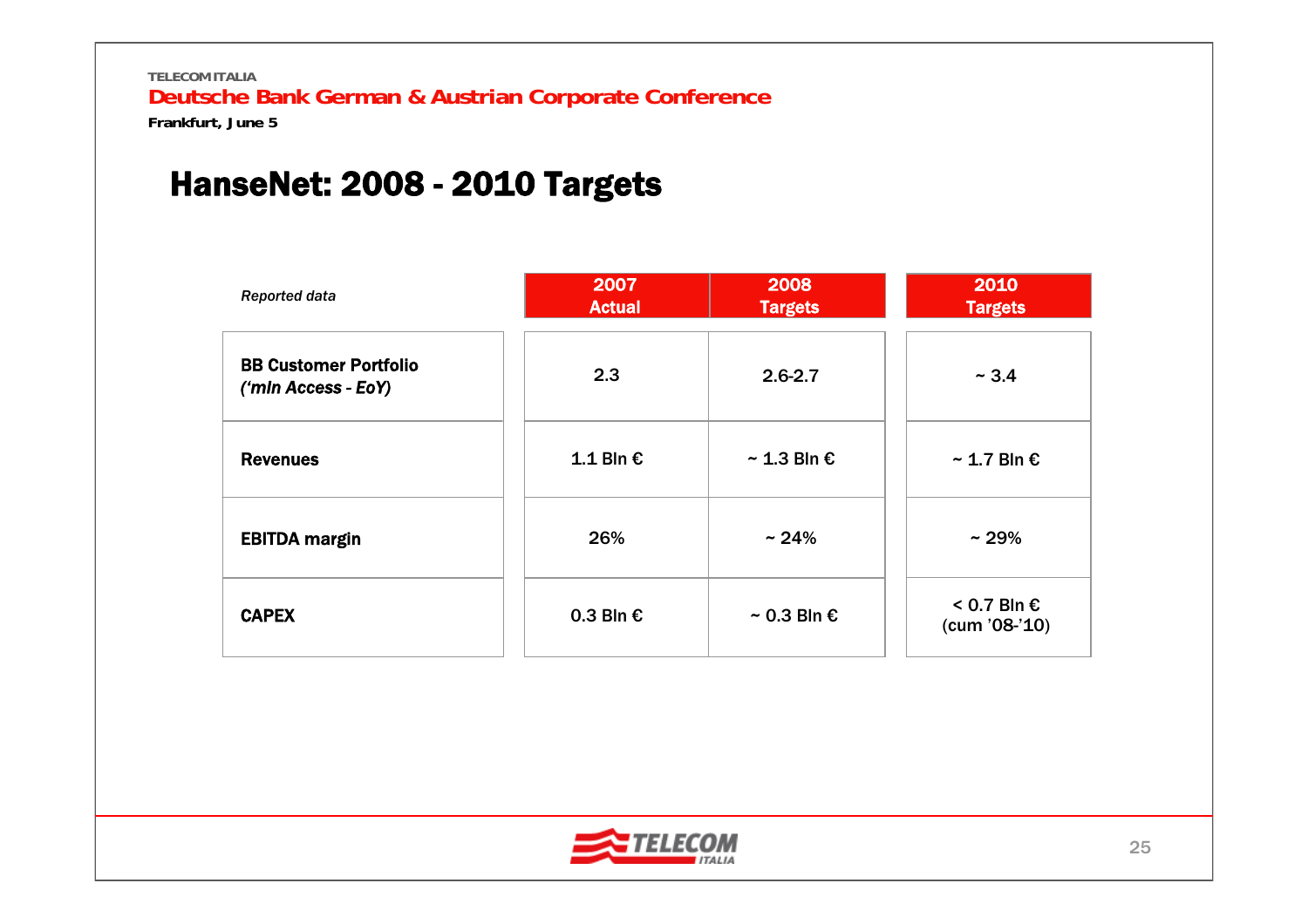# HanseNet: 2008 - 2010 Targets

| *Reported data* | 2007 Actual | 2008 Targets | 2010 Targets |
|---|---|---|---|
| **BB Customer Portfolio** ***('mln Access - EoY)*** | 2.3 | 2.6-2.7 | ~ 3.4 |
| **Revenues** | 1.1 Bln € | ~ 1.3 Bln € | ~ 1.7 Bln € |
| **EBITDA margin** | 26% | ~ 24% | ~ 29% |
| **CAPEX** | 0.3 Bln € | ~ 0.3 Bln € | < 0.7 Bln € (cum '08-'10) |